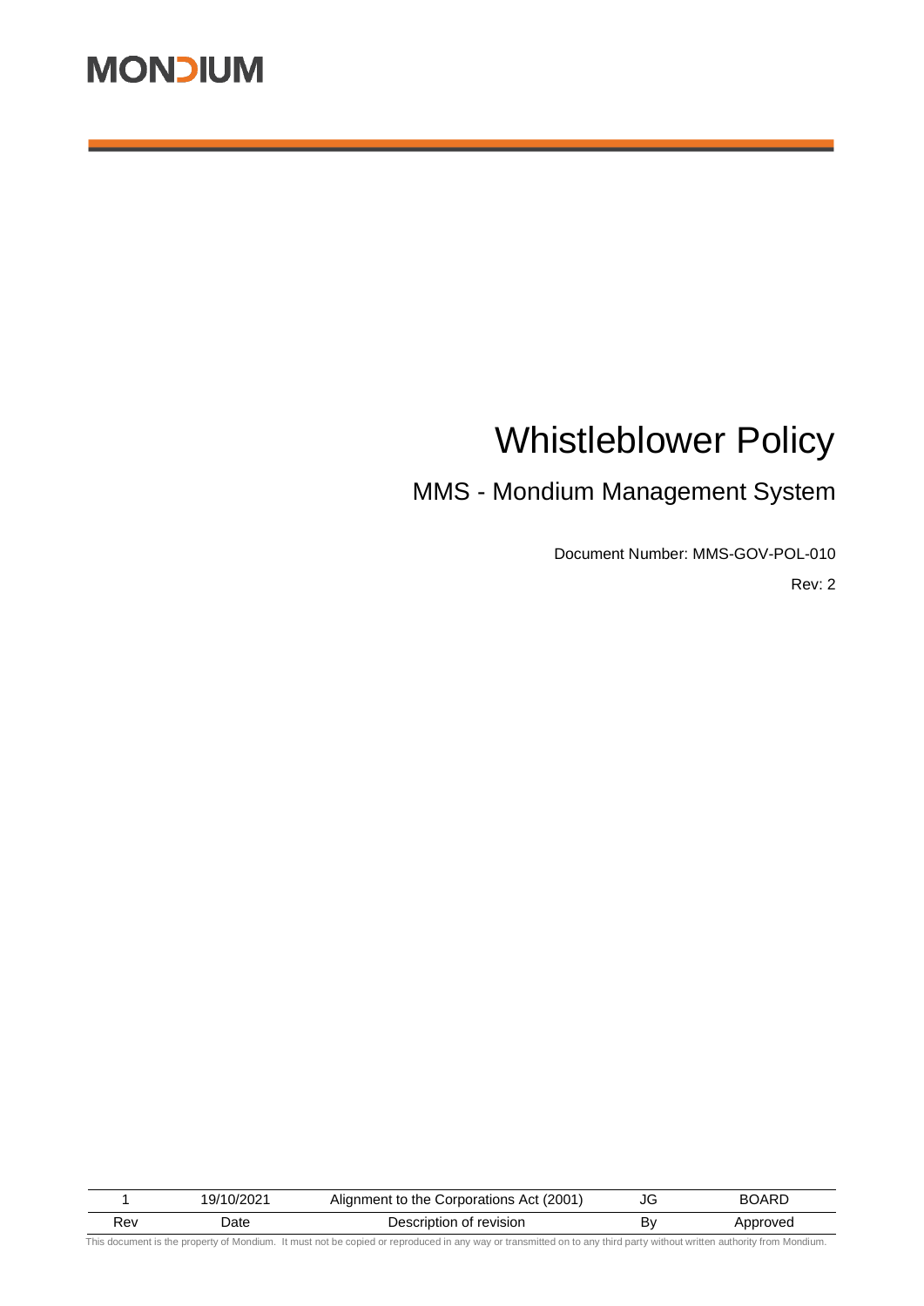MONDIUM

# Whistleblower Policy

## MMS - Mondium Management System

Document Number: MMS-GOV-POL-010

Rev: 2

| 1 | 19/10/2021 | Alignment to the Corporations Act (2001) | JG | BOARD |
|---|---|---|---|---|
| Rev | Date | Description of revision | By | Approved |

This document is the property of Mondium. It must not be copied or reproduced in any way or transmitted on to any third party without written authority from Mondium.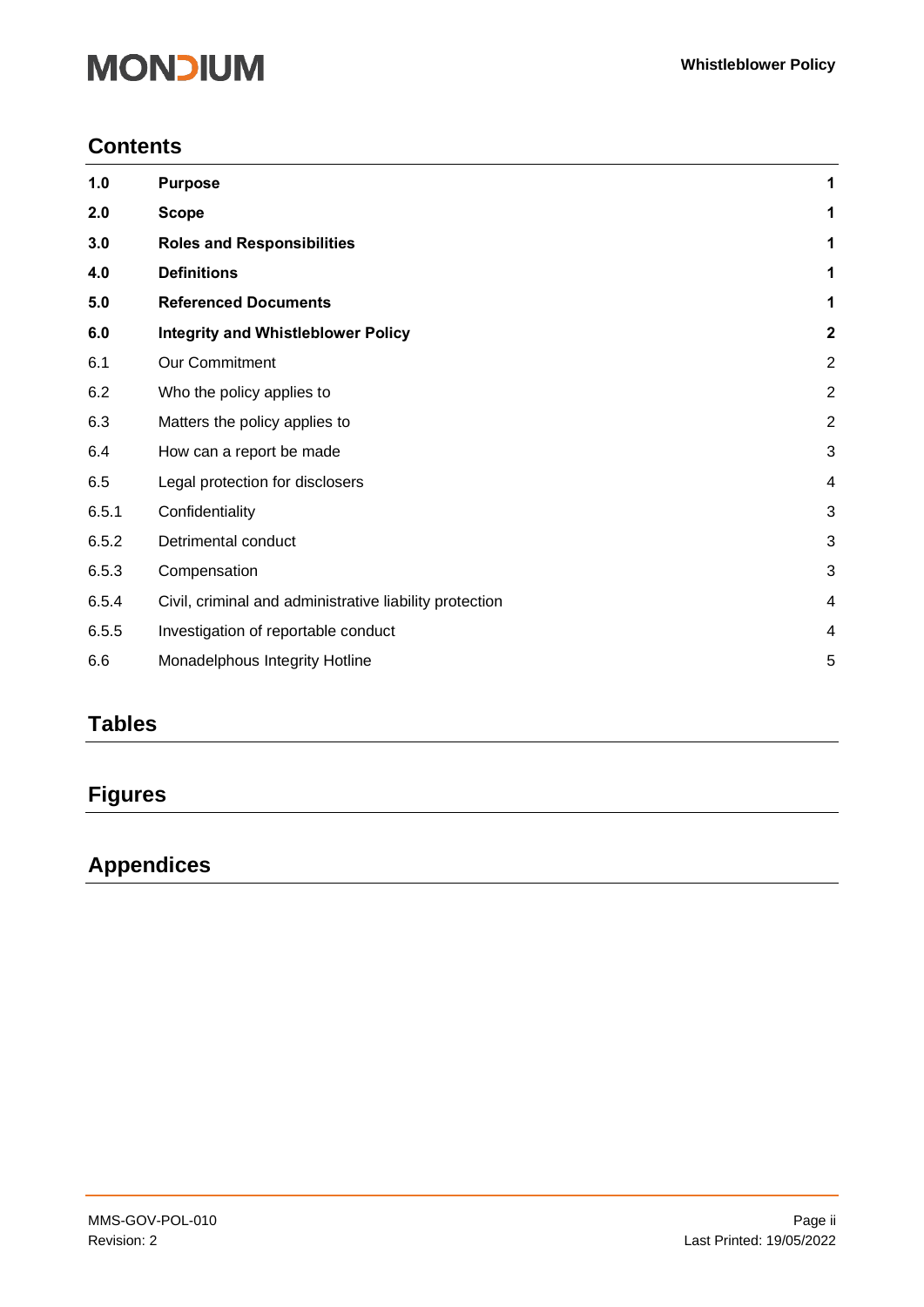## Contents

| | | |
|---|---|---|
| **1.0** | **Purpose** | **1** |
| **2.0** | **Scope** | **1** |
| **3.0** | **Roles and Responsibilities** | **1** |
| **4.0** | **Definitions** | **1** |
| **5.0** | **Referenced Documents** | **1** |
| **6.0** | **Integrity and Whistleblower Policy** | **2** |
| 6.1 | Our Commitment | 2 |
| 6.2 | Who the policy applies to | 2 |
| 6.3 | Matters the policy applies to | 2 |
| 6.4 | How can a report be made | 3 |
| 6.5 | Legal protection for disclosers | 4 |
| 6.5.1 | Confidentiality | 3 |
| 6.5.2 | Detrimental conduct | 3 |
| 6.5.3 | Compensation | 3 |
| 6.5.4 | Civil, criminal and administrative liability protection | 4 |
| 6.5.5 | Investigation of reportable conduct | 4 |
| 6.6 | Monadelphous Integrity Hotline | 5 |

## Tables

## Figures

## Appendices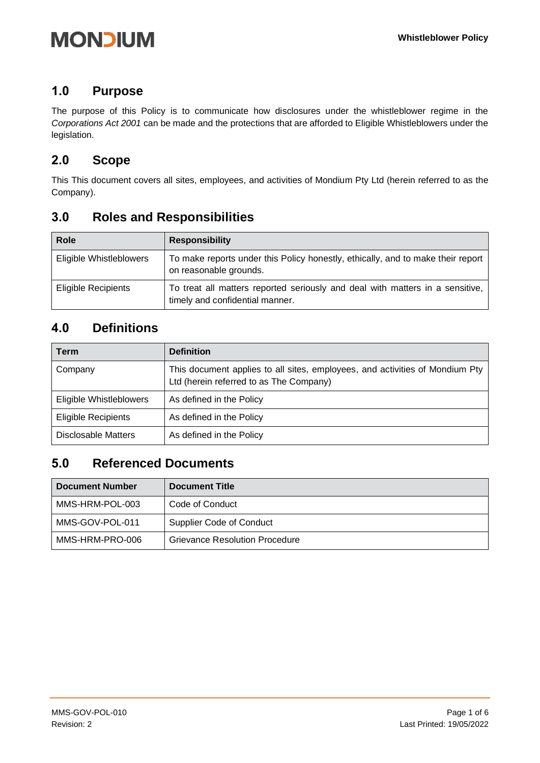## 1.0 Purpose

The purpose of this Policy is to communicate how disclosures under the whistleblower regime in the *Corporations Act 2001* can be made and the protections that are afforded to Eligible Whistleblowers under the legislation.

## 2.0 Scope

This This document covers all sites, employees, and activities of Mondium Pty Ltd (herein referred to as the Company).

## 3.0 Roles and Responsibilities

| Role | Responsibility |
|---|---|
| Eligible Whistleblowers | To make reports under this Policy honestly, ethically, and to make their report on reasonable grounds. |
| Eligible Recipients | To treat all matters reported seriously and deal with matters in a sensitive, timely and confidential manner. |

## 4.0 Definitions

| Term | Definition |
|---|---|
| Company | This document applies to all sites, employees, and activities of Mondium Pty Ltd (herein referred to as The Company) |
| Eligible Whistleblowers | As defined in the Policy |
| Eligible Recipients | As defined in the Policy |
| Disclosable Matters | As defined in the Policy |

## 5.0 Referenced Documents

| Document Number | Document Title |
|---|---|
| MMS-HRM-POL-003 | Code of Conduct |
| MMS-GOV-POL-011 | Supplier Code of Conduct |
| MMS-HRM-PRO-006 | Grievance Resolution Procedure |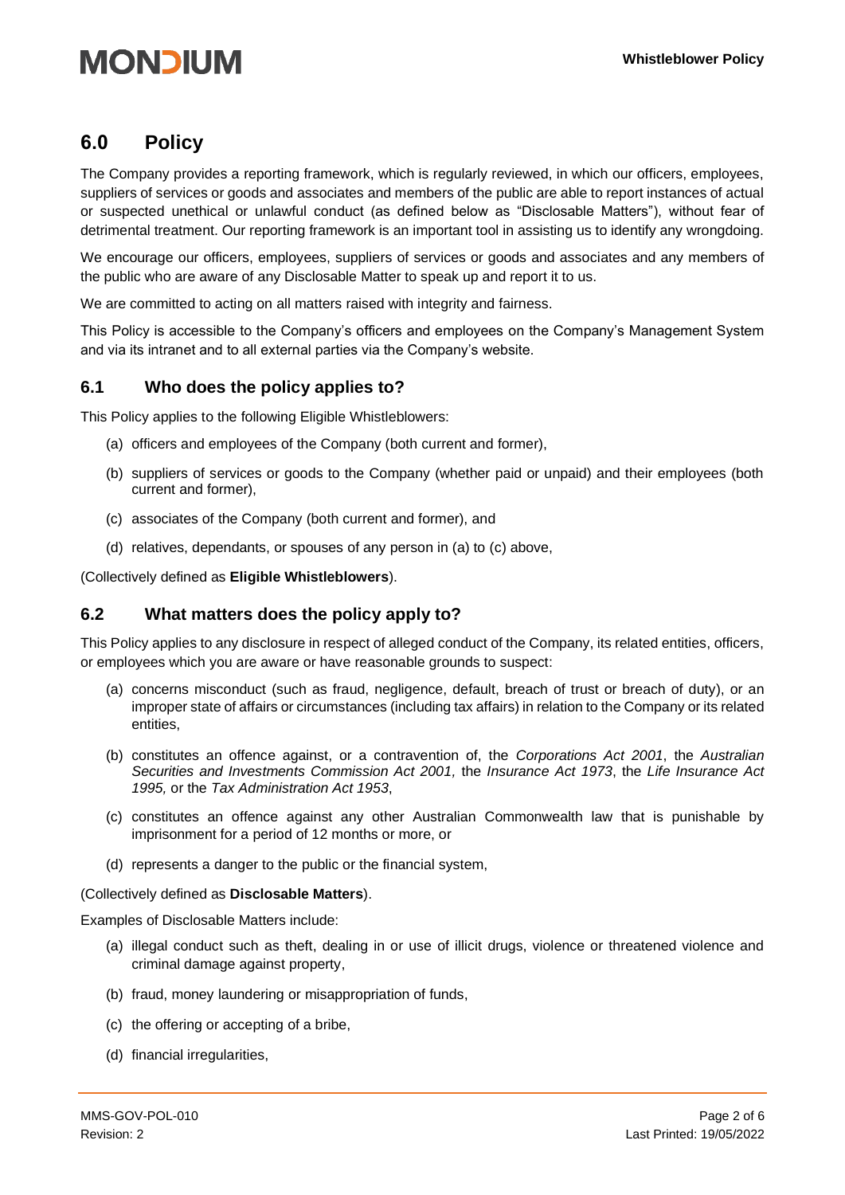## 6.0 Policy

The Company provides a reporting framework, which is regularly reviewed, in which our officers, employees, suppliers of services or goods and associates and members of the public are able to report instances of actual or suspected unethical or unlawful conduct (as defined below as "Disclosable Matters"), without fear of detrimental treatment. Our reporting framework is an important tool in assisting us to identify any wrongdoing.

We encourage our officers, employees, suppliers of services or goods and associates and any members of the public who are aware of any Disclosable Matter to speak up and report it to us.

We are committed to acting on all matters raised with integrity and fairness.

This Policy is accessible to the Company's officers and employees on the Company's Management System and via its intranet and to all external parties via the Company's website.

### 6.1 Who does the policy applies to?

This Policy applies to the following Eligible Whistleblowers:

(a) officers and employees of the Company (both current and former),

(b) suppliers of services or goods to the Company (whether paid or unpaid) and their employees (both current and former),

(c) associates of the Company (both current and former), and

(d) relatives, dependants, or spouses of any person in (a) to (c) above,

(Collectively defined as **Eligible Whistleblowers**).

### 6.2 What matters does the policy apply to?

This Policy applies to any disclosure in respect of alleged conduct of the Company, its related entities, officers, or employees which you are aware or have reasonable grounds to suspect:

(a) concerns misconduct (such as fraud, negligence, default, breach of trust or breach of duty), or an improper state of affairs or circumstances (including tax affairs) in relation to the Company or its related entities,

(b) constitutes an offence against, or a contravention of, the *Corporations Act 2001*, the *Australian Securities and Investments Commission Act 2001,* the *Insurance Act 1973*, the *Life Insurance Act 1995,* or the *Tax Administration Act 1953*,

(c) constitutes an offence against any other Australian Commonwealth law that is punishable by imprisonment for a period of 12 months or more, or

(d) represents a danger to the public or the financial system,

(Collectively defined as **Disclosable Matters**).

Examples of Disclosable Matters include:

(a) illegal conduct such as theft, dealing in or use of illicit drugs, violence or threatened violence and criminal damage against property,

(b) fraud, money laundering or misappropriation of funds,

(c) the offering or accepting of a bribe,

(d) financial irregularities,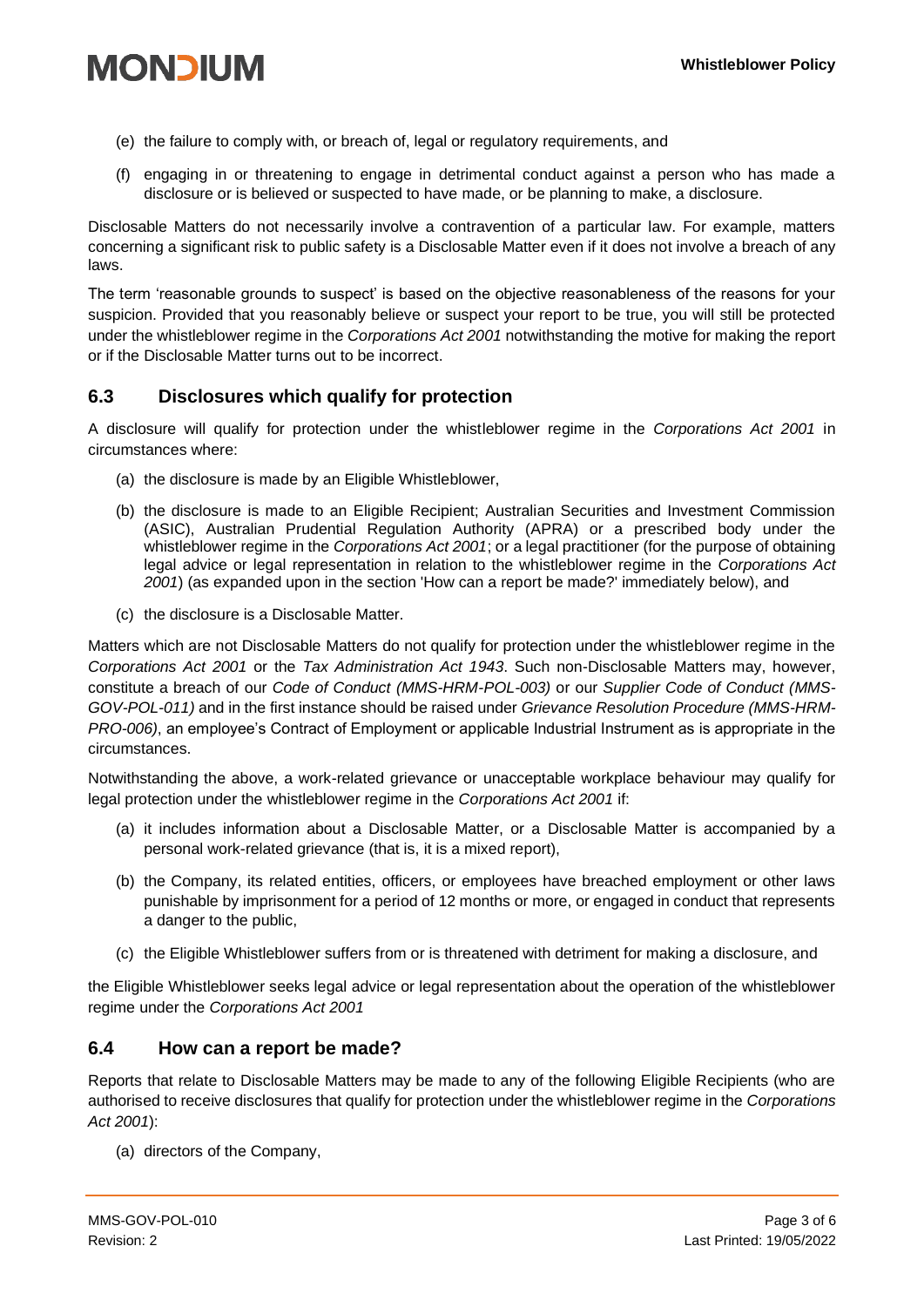(e) the failure to comply with, or breach of, legal or regulatory requirements, and

(f) engaging in or threatening to engage in detrimental conduct against a person who has made a disclosure or is believed or suspected to have made, or be planning to make, a disclosure.

Disclosable Matters do not necessarily involve a contravention of a particular law. For example, matters concerning a significant risk to public safety is a Disclosable Matter even if it does not involve a breach of any laws.

The term 'reasonable grounds to suspect' is based on the objective reasonableness of the reasons for your suspicion. Provided that you reasonably believe or suspect your report to be true, you will still be protected under the whistleblower regime in the *Corporations Act 2001* notwithstanding the motive for making the report or if the Disclosable Matter turns out to be incorrect.

## 6.3 Disclosures which qualify for protection

A disclosure will qualify for protection under the whistleblower regime in the *Corporations Act 2001* in circumstances where:

(a) the disclosure is made by an Eligible Whistleblower,

(b) the disclosure is made to an Eligible Recipient; Australian Securities and Investment Commission (ASIC), Australian Prudential Regulation Authority (APRA) or a prescribed body under the whistleblower regime in the *Corporations Act 2001*; or a legal practitioner (for the purpose of obtaining legal advice or legal representation in relation to the whistleblower regime in the *Corporations Act 2001*) (as expanded upon in the section 'How can a report be made?' immediately below), and

(c) the disclosure is a Disclosable Matter.

Matters which are not Disclosable Matters do not qualify for protection under the whistleblower regime in the *Corporations Act 2001* or the *Tax Administration Act 1943*. Such non-Disclosable Matters may, however, constitute a breach of our *Code of Conduct (MMS-HRM-POL-003)* or our *Supplier Code of Conduct (MMS-GOV-POL-011)* and in the first instance should be raised under *Grievance Resolution Procedure (MMS-HRM-PRO-006)*, an employee's Contract of Employment or applicable Industrial Instrument as is appropriate in the circumstances.

Notwithstanding the above, a work-related grievance or unacceptable workplace behaviour may qualify for legal protection under the whistleblower regime in the *Corporations Act 2001* if:

(a) it includes information about a Disclosable Matter, or a Disclosable Matter is accompanied by a personal work-related grievance (that is, it is a mixed report),

(b) the Company, its related entities, officers, or employees have breached employment or other laws punishable by imprisonment for a period of 12 months or more, or engaged in conduct that represents a danger to the public,

(c) the Eligible Whistleblower suffers from or is threatened with detriment for making a disclosure, and

the Eligible Whistleblower seeks legal advice or legal representation about the operation of the whistleblower regime under the *Corporations Act 2001*

## 6.4 How can a report be made?

Reports that relate to Disclosable Matters may be made to any of the following Eligible Recipients (who are authorised to receive disclosures that qualify for protection under the whistleblower regime in the *Corporations Act 2001*):

(a) directors of the Company,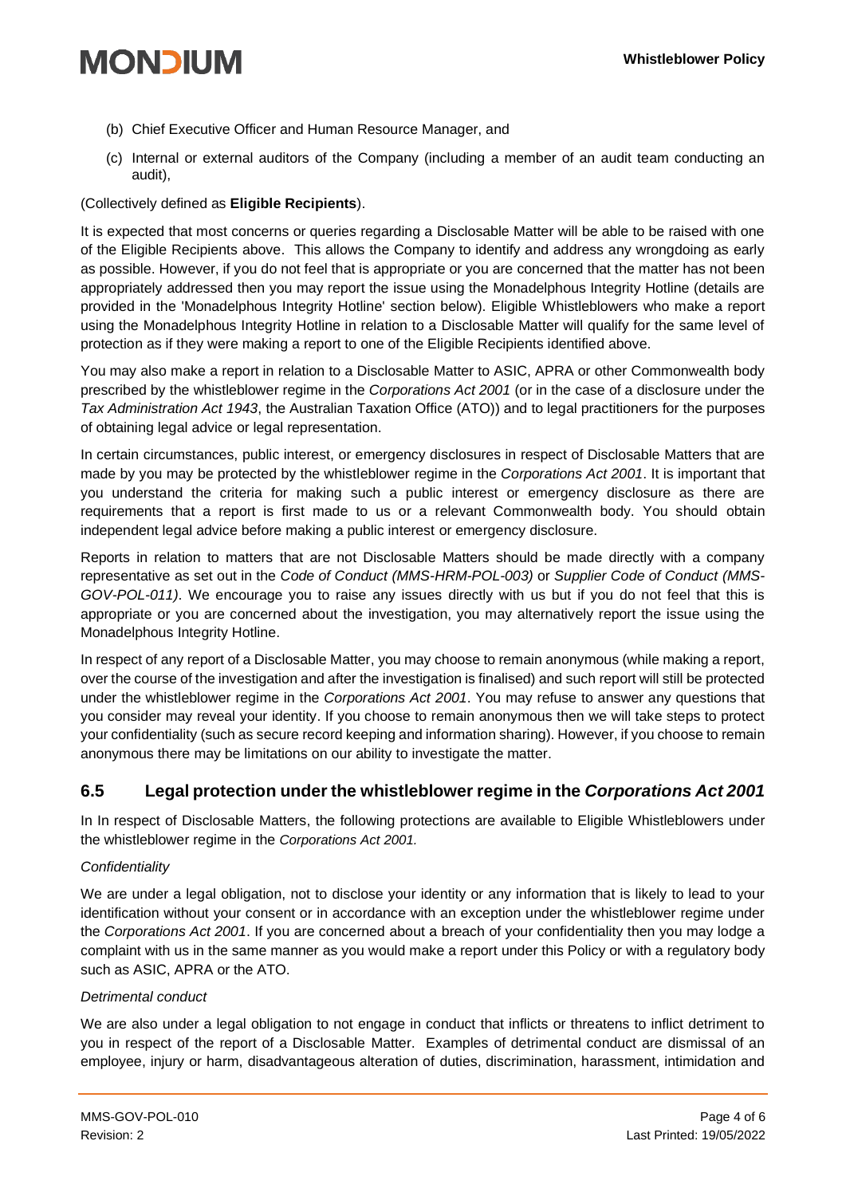(b) Chief Executive Officer and Human Resource Manager, and

(c) Internal or external auditors of the Company (including a member of an audit team conducting an audit),

(Collectively defined as **Eligible Recipients**).

It is expected that most concerns or queries regarding a Disclosable Matter will be able to be raised with one of the Eligible Recipients above. This allows the Company to identify and address any wrongdoing as early as possible. However, if you do not feel that is appropriate or you are concerned that the matter has not been appropriately addressed then you may report the issue using the Monadelphous Integrity Hotline (details are provided in the 'Monadelphous Integrity Hotline' section below). Eligible Whistleblowers who make a report using the Monadelphous Integrity Hotline in relation to a Disclosable Matter will qualify for the same level of protection as if they were making a report to one of the Eligible Recipients identified above.

You may also make a report in relation to a Disclosable Matter to ASIC, APRA or other Commonwealth body prescribed by the whistleblower regime in the *Corporations Act 2001* (or in the case of a disclosure under the *Tax Administration Act 1943*, the Australian Taxation Office (ATO)) and to legal practitioners for the purposes of obtaining legal advice or legal representation.

In certain circumstances, public interest, or emergency disclosures in respect of Disclosable Matters that are made by you may be protected by the whistleblower regime in the *Corporations Act 2001*. It is important that you understand the criteria for making such a public interest or emergency disclosure as there are requirements that a report is first made to us or a relevant Commonwealth body. You should obtain independent legal advice before making a public interest or emergency disclosure.

Reports in relation to matters that are not Disclosable Matters should be made directly with a company representative as set out in the *Code of Conduct (MMS-HRM-POL-003)* or *Supplier Code of Conduct (MMS-GOV-POL-011)*. We encourage you to raise any issues directly with us but if you do not feel that this is appropriate or you are concerned about the investigation, you may alternatively report the issue using the Monadelphous Integrity Hotline.

In respect of any report of a Disclosable Matter, you may choose to remain anonymous (while making a report, over the course of the investigation and after the investigation is finalised) and such report will still be protected under the whistleblower regime in the *Corporations Act 2001*. You may refuse to answer any questions that you consider may reveal your identity. If you choose to remain anonymous then we will take steps to protect your confidentiality (such as secure record keeping and information sharing). However, if you choose to remain anonymous there may be limitations on our ability to investigate the matter.

## 6.5 Legal protection under the whistleblower regime in the *Corporations Act 2001*

In In respect of Disclosable Matters, the following protections are available to Eligible Whistleblowers under the whistleblower regime in the *Corporations Act 2001.*

*Confidentiality*

We are under a legal obligation, not to disclose your identity or any information that is likely to lead to your identification without your consent or in accordance with an exception under the whistleblower regime under the *Corporations Act 2001*. If you are concerned about a breach of your confidentiality then you may lodge a complaint with us in the same manner as you would make a report under this Policy or with a regulatory body such as ASIC, APRA or the ATO.

*Detrimental conduct*

We are also under a legal obligation to not engage in conduct that inflicts or threatens to inflict detriment to you in respect of the report of a Disclosable Matter. Examples of detrimental conduct are dismissal of an employee, injury or harm, disadvantageous alteration of duties, discrimination, harassment, intimidation and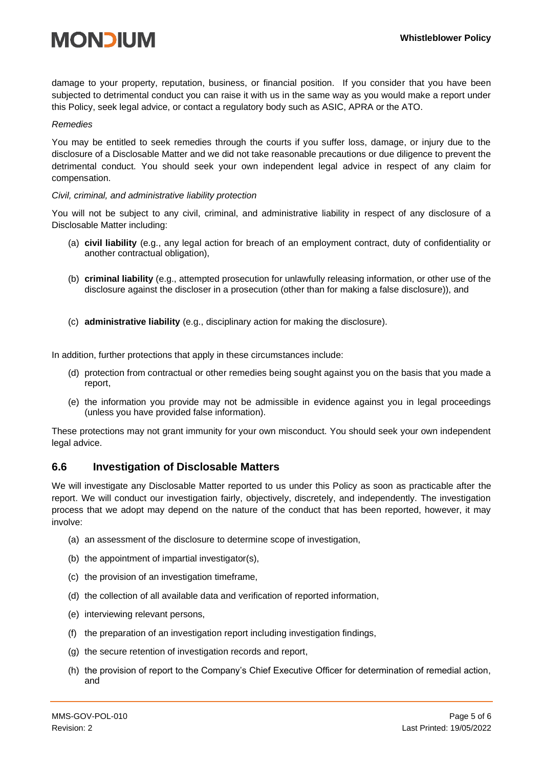damage to your property, reputation, business, or financial position. If you consider that you have been subjected to detrimental conduct you can raise it with us in the same way as you would make a report under this Policy, seek legal advice, or contact a regulatory body such as ASIC, APRA or the ATO.

*Remedies*

You may be entitled to seek remedies through the courts if you suffer loss, damage, or injury due to the disclosure of a Disclosable Matter and we did not take reasonable precautions or due diligence to prevent the detrimental conduct. You should seek your own independent legal advice in respect of any claim for compensation.

*Civil, criminal, and administrative liability protection*

You will not be subject to any civil, criminal, and administrative liability in respect of any disclosure of a Disclosable Matter including:

(a) **civil liability** (e.g., any legal action for breach of an employment contract, duty of confidentiality or another contractual obligation),

(b) **criminal liability** (e.g., attempted prosecution for unlawfully releasing information, or other use of the disclosure against the discloser in a prosecution (other than for making a false disclosure)), and

(c) **administrative liability** (e.g., disciplinary action for making the disclosure).

In addition, further protections that apply in these circumstances include:

(d) protection from contractual or other remedies being sought against you on the basis that you made a report,

(e) the information you provide may not be admissible in evidence against you in legal proceedings (unless you have provided false information).

These protections may not grant immunity for your own misconduct. You should seek your own independent legal advice.

## 6.6 Investigation of Disclosable Matters

We will investigate any Disclosable Matter reported to us under this Policy as soon as practicable after the report. We will conduct our investigation fairly, objectively, discretely, and independently. The investigation process that we adopt may depend on the nature of the conduct that has been reported, however, it may involve:

(a) an assessment of the disclosure to determine scope of investigation,

(b) the appointment of impartial investigator(s),

(c) the provision of an investigation timeframe,

(d) the collection of all available data and verification of reported information,

(e) interviewing relevant persons,

(f) the preparation of an investigation report including investigation findings,

(g) the secure retention of investigation records and report,

(h) the provision of report to the Company's Chief Executive Officer for determination of remedial action, and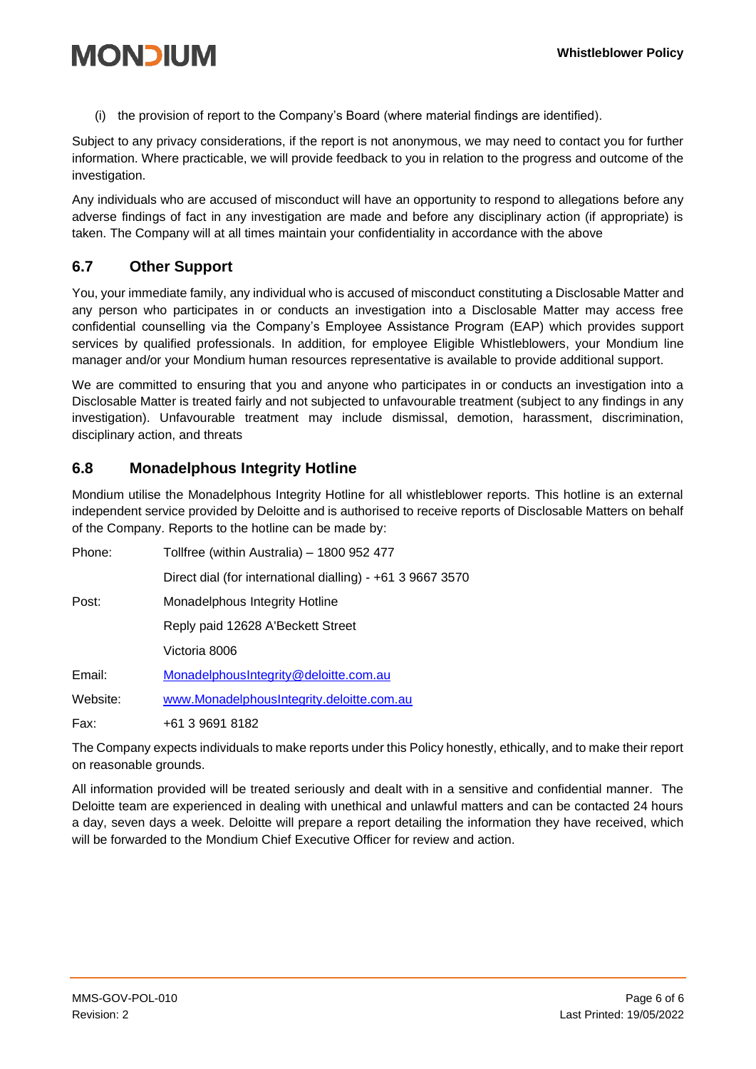(i) the provision of report to the Company's Board (where material findings are identified).

Subject to any privacy considerations, if the report is not anonymous, we may need to contact you for further information. Where practicable, we will provide feedback to you in relation to the progress and outcome of the investigation.

Any individuals who are accused of misconduct will have an opportunity to respond to allegations before any adverse findings of fact in any investigation are made and before any disciplinary action (if appropriate) is taken. The Company will at all times maintain your confidentiality in accordance with the above

## 6.7 Other Support

You, your immediate family, any individual who is accused of misconduct constituting a Disclosable Matter and any person who participates in or conducts an investigation into a Disclosable Matter may access free confidential counselling via the Company's Employee Assistance Program (EAP) which provides support services by qualified professionals. In addition, for employee Eligible Whistleblowers, your Mondium line manager and/or your Mondium human resources representative is available to provide additional support.

We are committed to ensuring that you and anyone who participates in or conducts an investigation into a Disclosable Matter is treated fairly and not subjected to unfavourable treatment (subject to any findings in any investigation). Unfavourable treatment may include dismissal, demotion, harassment, discrimination, disciplinary action, and threats

## 6.8 Monadelphous Integrity Hotline

Mondium utilise the Monadelphous Integrity Hotline for all whistleblower reports. This hotline is an external independent service provided by Deloitte and is authorised to receive reports of Disclosable Matters on behalf of the Company. Reports to the hotline can be made by:

| | |
|---|---|
| Phone: | Tollfree (within Australia) – 1800 952 477 |
| | Direct dial (for international dialling) - +61 3 9667 3570 |
| Post: | Monadelphous Integrity Hotline |
| | Reply paid 12628 A'Beckett Street |
| | Victoria 8006 |
| Email: | MonadelphousIntegrity@deloitte.com.au |
| Website: | www.MonadelphousIntegrity.deloitte.com.au |
| Fax: | +61 3 9691 8182 |

The Company expects individuals to make reports under this Policy honestly, ethically, and to make their report on reasonable grounds.

All information provided will be treated seriously and dealt with in a sensitive and confidential manner. The Deloitte team are experienced in dealing with unethical and unlawful matters and can be contacted 24 hours a day, seven days a week. Deloitte will prepare a report detailing the information they have received, which will be forwarded to the Mondium Chief Executive Officer for review and action.